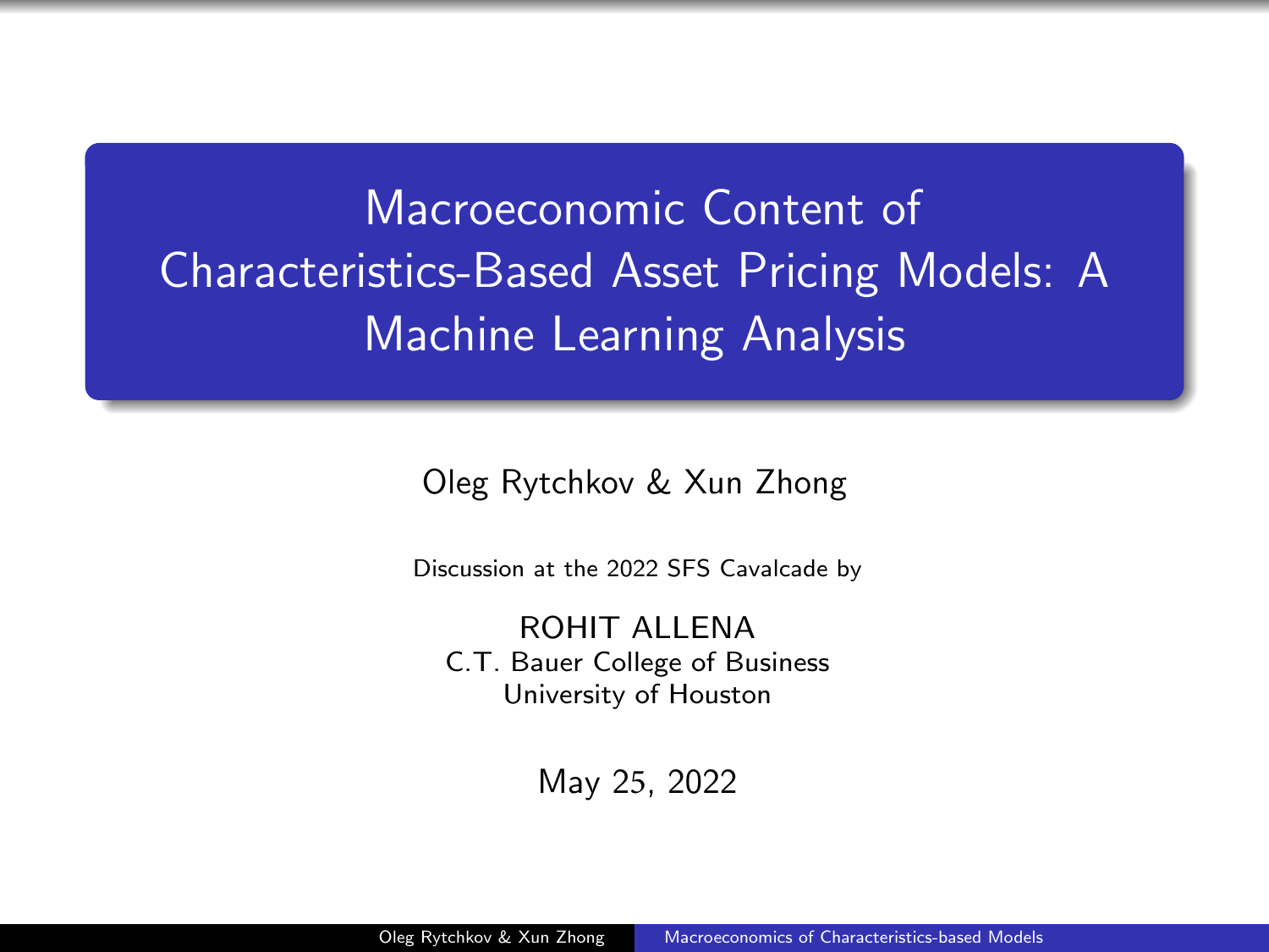# Macroeconomic Content of Characteristics-Based Asset Pricing Models: A Machine Learning Analysis

Oleg Rytchkov & Xun Zhong

Discussion at the 2022 SFS Cavalcade by

ROHIT ALLENA
C.T. Bauer College of Business
University of Houston

May 25, 2022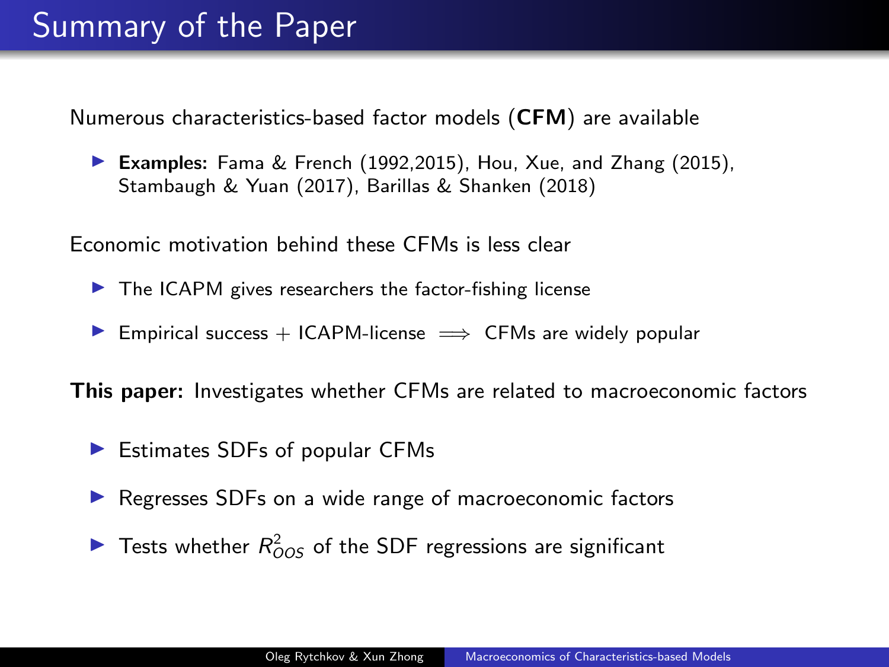# Summary of the Paper

Numerous characteristics-based factor models (**CFM**) are available

- **Examples:** Fama & French (1992,2015), Hou, Xue, and Zhang (2015), Stambaugh & Yuan (2017), Barillas & Shanken (2018)

Economic motivation behind these CFMs is less clear

- The ICAPM gives researchers the factor-fishing license
- Empirical success + ICAPM-license $\implies$ CFMs are widely popular

**This paper:** Investigates whether CFMs are related to macroeconomic factors

- Estimates SDFs of popular CFMs
- Regresses SDFs on a wide range of macroeconomic factors
- Tests whether $R^2_{OOS}$ of the SDF regressions are significant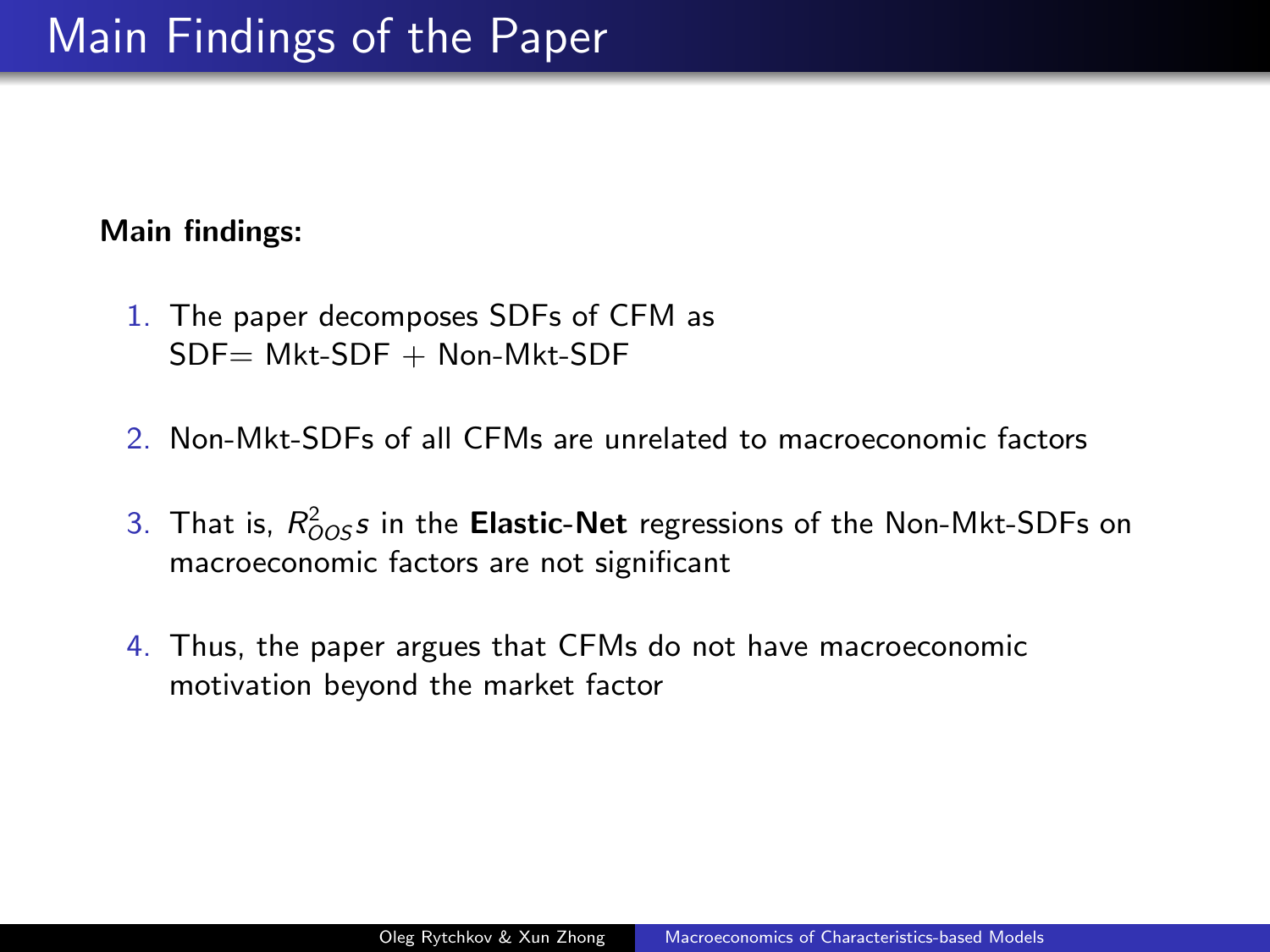# Main Findings of the Paper

**Main findings:**

1. The paper decomposes SDFs of CFM as
   SDF= Mkt-SDF + Non-Mkt-SDF
2. Non-Mkt-SDFs of all CFMs are unrelated to macroeconomic factors
3. That is, $R^2_{OOS}s$ in the **Elastic-Net** regressions of the Non-Mkt-SDFs on macroeconomic factors are not significant
4. Thus, the paper argues that CFMs do not have macroeconomic motivation beyond the market factor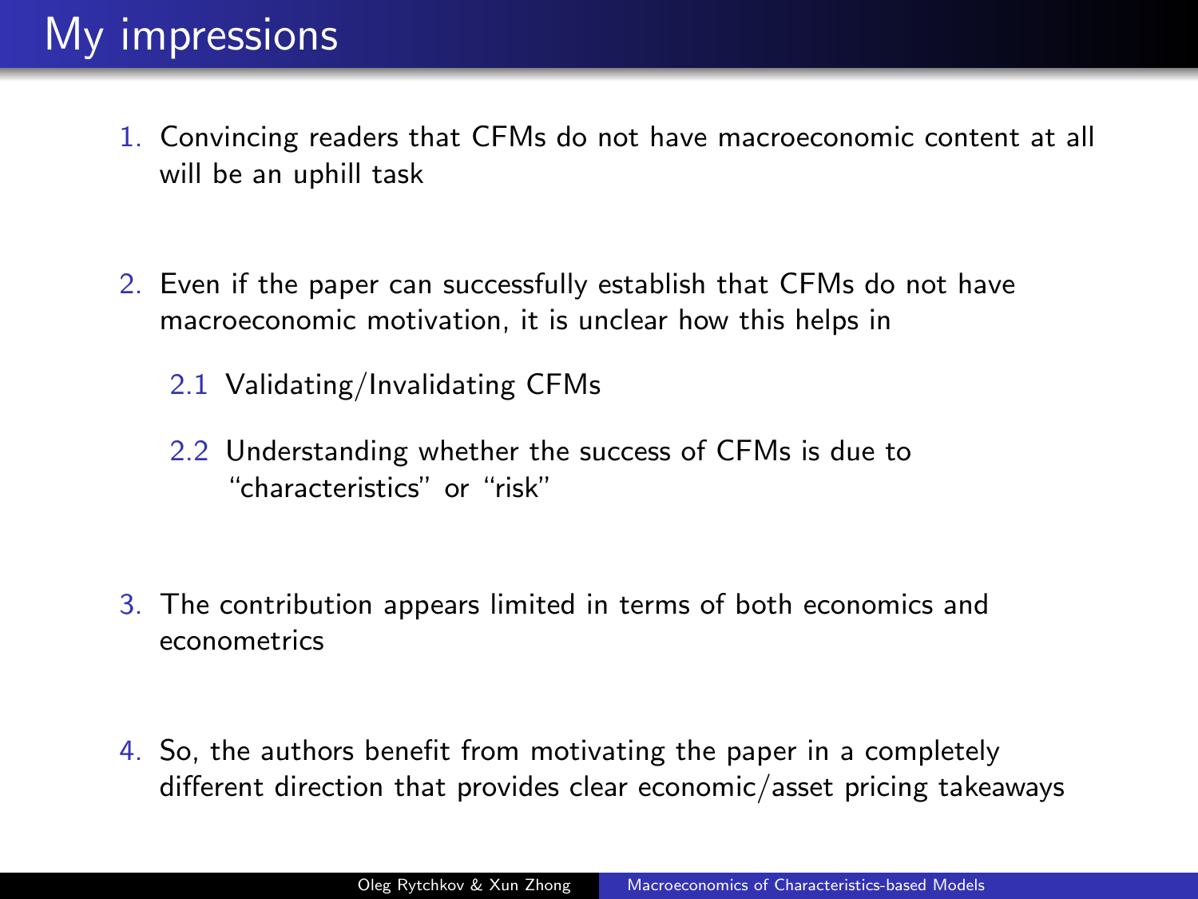# My impressions

1. Convincing readers that CFMs do not have macroeconomic content at all will be an uphill task

2. Even if the paper can successfully establish that CFMs do not have macroeconomic motivation, it is unclear how this helps in

   2.1 Validating/Invalidating CFMs

   2.2 Understanding whether the success of CFMs is due to "characteristics" or "risk"

3. The contribution appears limited in terms of both economics and econometrics

4. So, the authors benefit from motivating the paper in a completely different direction that provides clear economic/asset pricing takeaways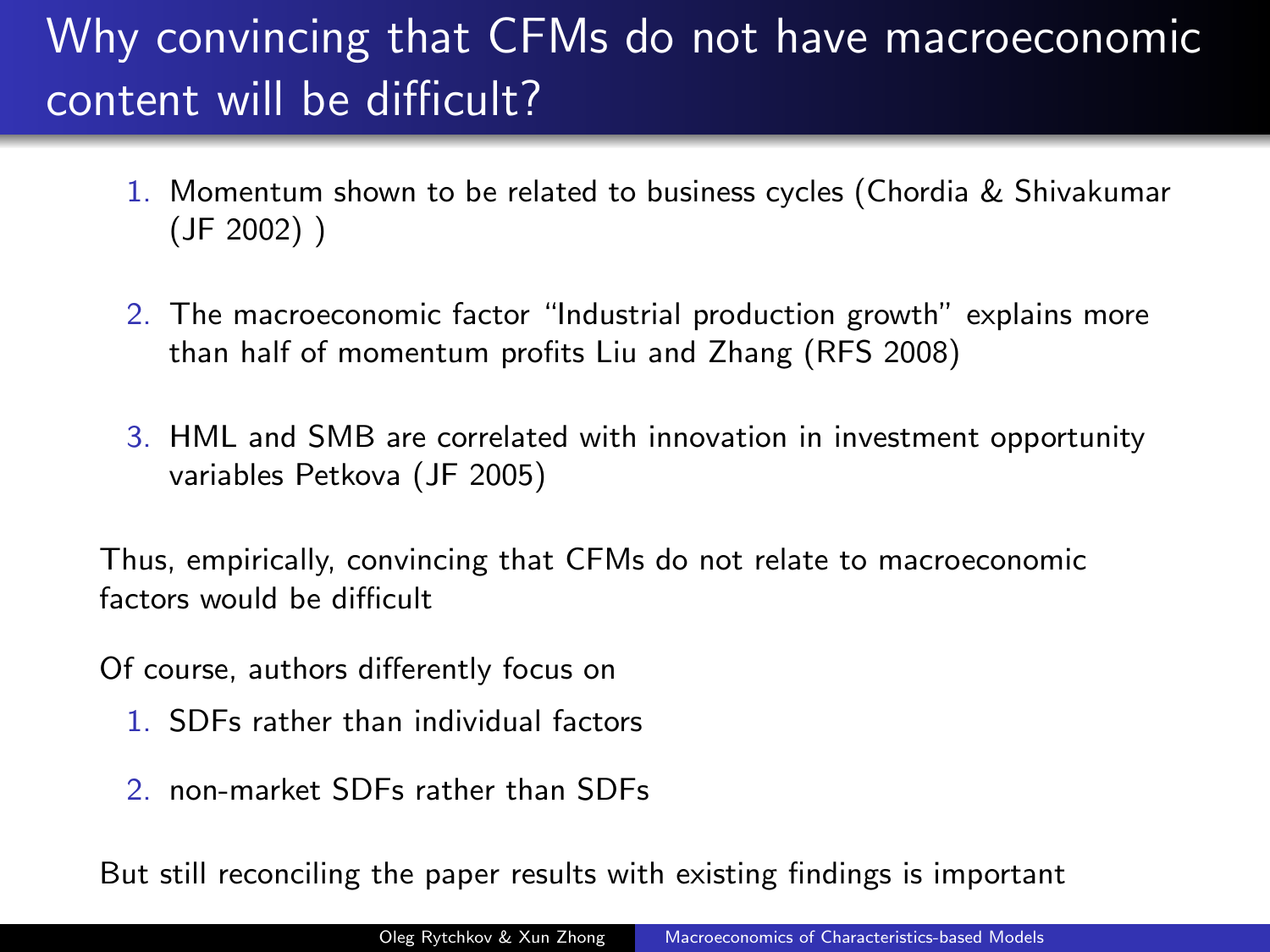# Why convincing that CFMs do not have macroeconomic content will be difficult?

1. Momentum shown to be related to business cycles (Chordia & Shivakumar (JF 2002) )
2. The macroeconomic factor "Industrial production growth" explains more than half of momentum profits Liu and Zhang (RFS 2008)
3. HML and SMB are correlated with innovation in investment opportunity variables Petkova (JF 2005)

Thus, empirically, convincing that CFMs do not relate to macroeconomic factors would be difficult

Of course, authors differently focus on

1. SDFs rather than individual factors
2. non-market SDFs rather than SDFs

But still reconciling the paper results with existing findings is important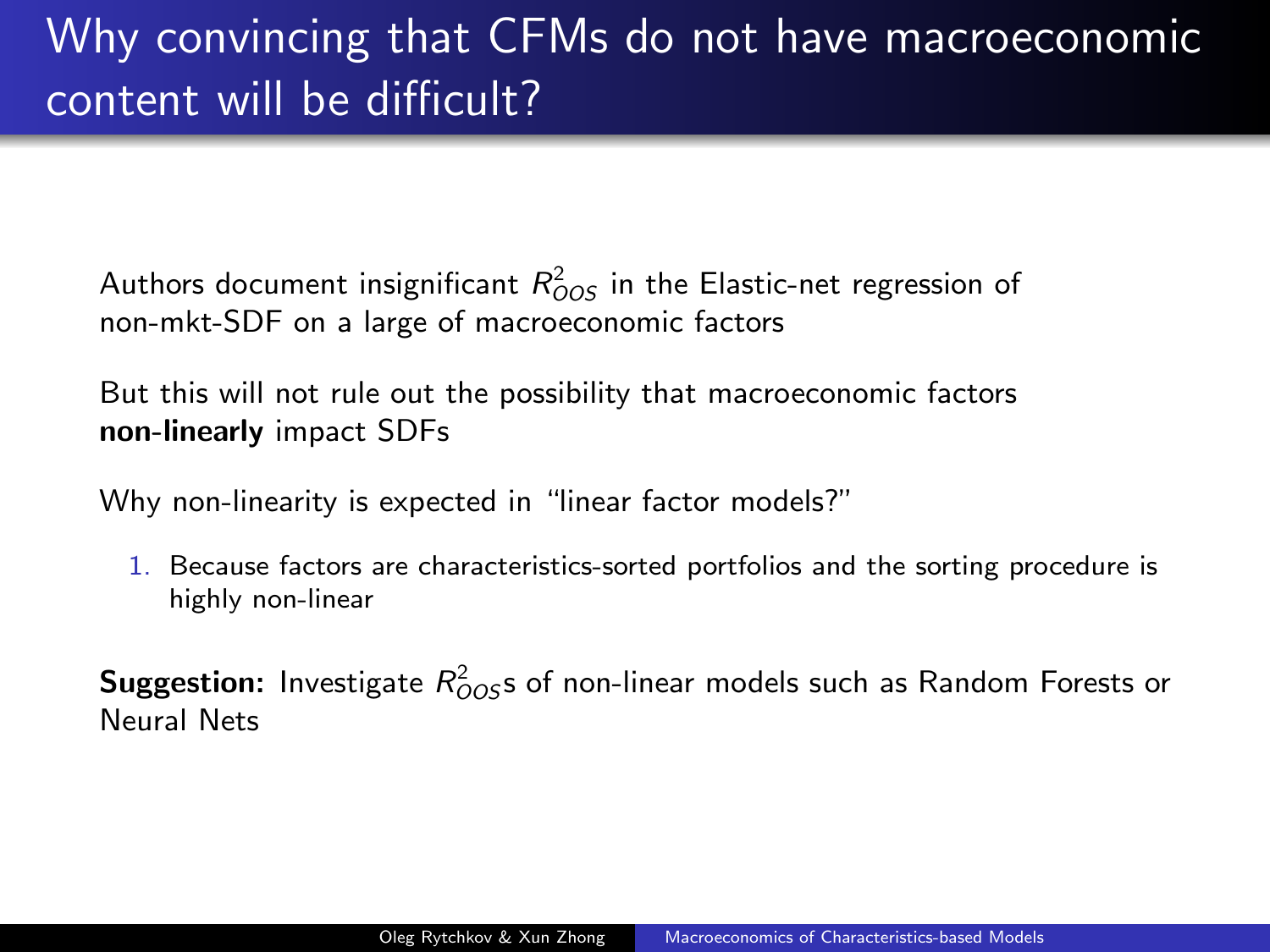# Why convincing that CFMs do not have macroeconomic content will be difficult?

Authors document insignificant $R^2_{OOS}$ in the Elastic-net regression of non-mkt-SDF on a large of macroeconomic factors

But this will not rule out the possibility that macroeconomic factors **non-linearly** impact SDFs

Why non-linearity is expected in "linear factor models?"

1. Because factors are characteristics-sorted portfolios and the sorting procedure is highly non-linear

**Suggestion:** Investigate $R^2_{OOS}$s of non-linear models such as Random Forests or Neural Nets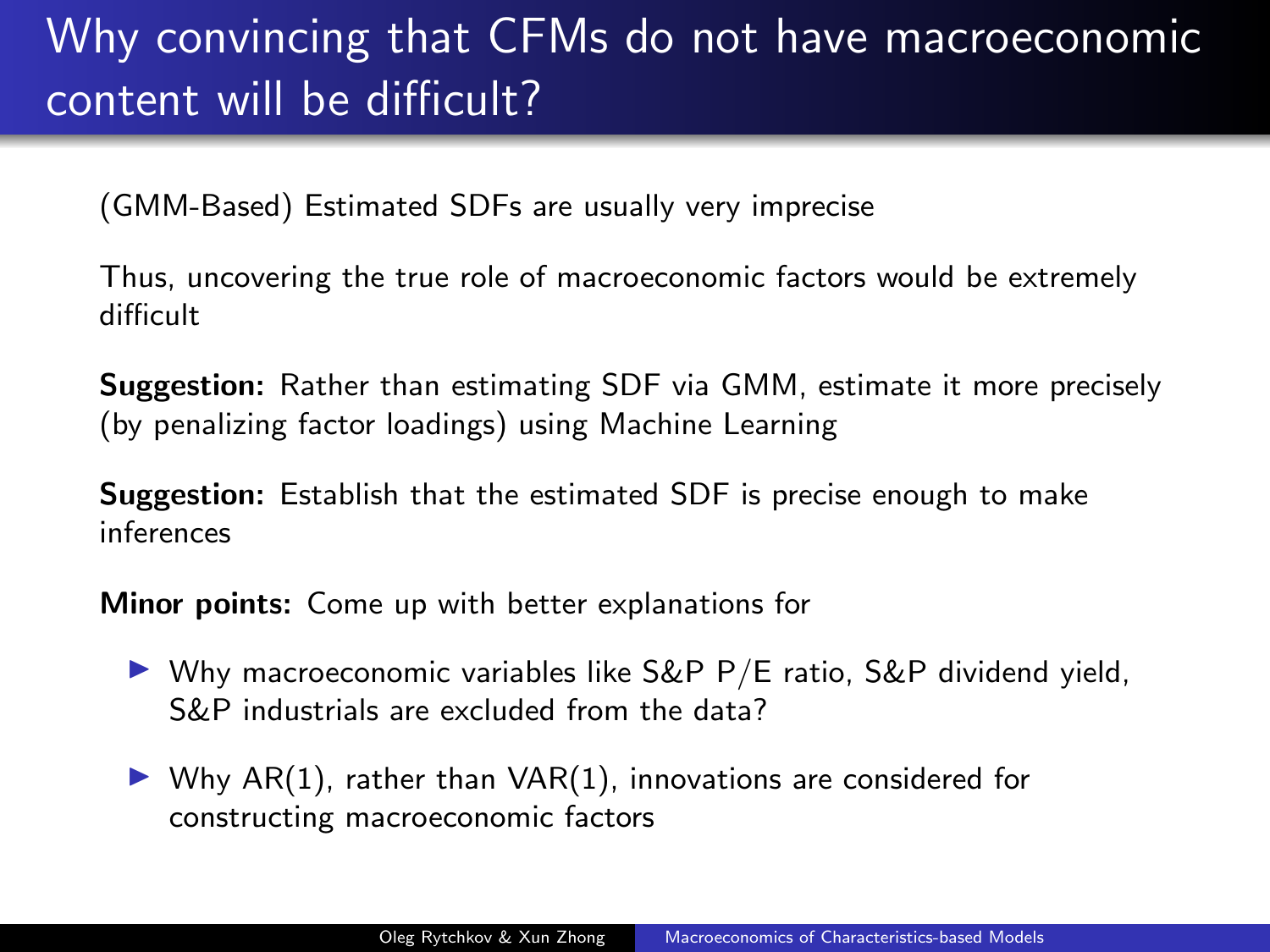# Why convincing that CFMs do not have macroeconomic content will be difficult?

(GMM-Based) Estimated SDFs are usually very imprecise

Thus, uncovering the true role of macroeconomic factors would be extremely difficult

**Suggestion:** Rather than estimating SDF via GMM, estimate it more precisely (by penalizing factor loadings) using Machine Learning

**Suggestion:** Establish that the estimated SDF is precise enough to make inferences

**Minor points:** Come up with better explanations for

- Why macroeconomic variables like S&P P/E ratio, S&P dividend yield, S&P industrials are excluded from the data?
- Why AR(1), rather than VAR(1), innovations are considered for constructing macroeconomic factors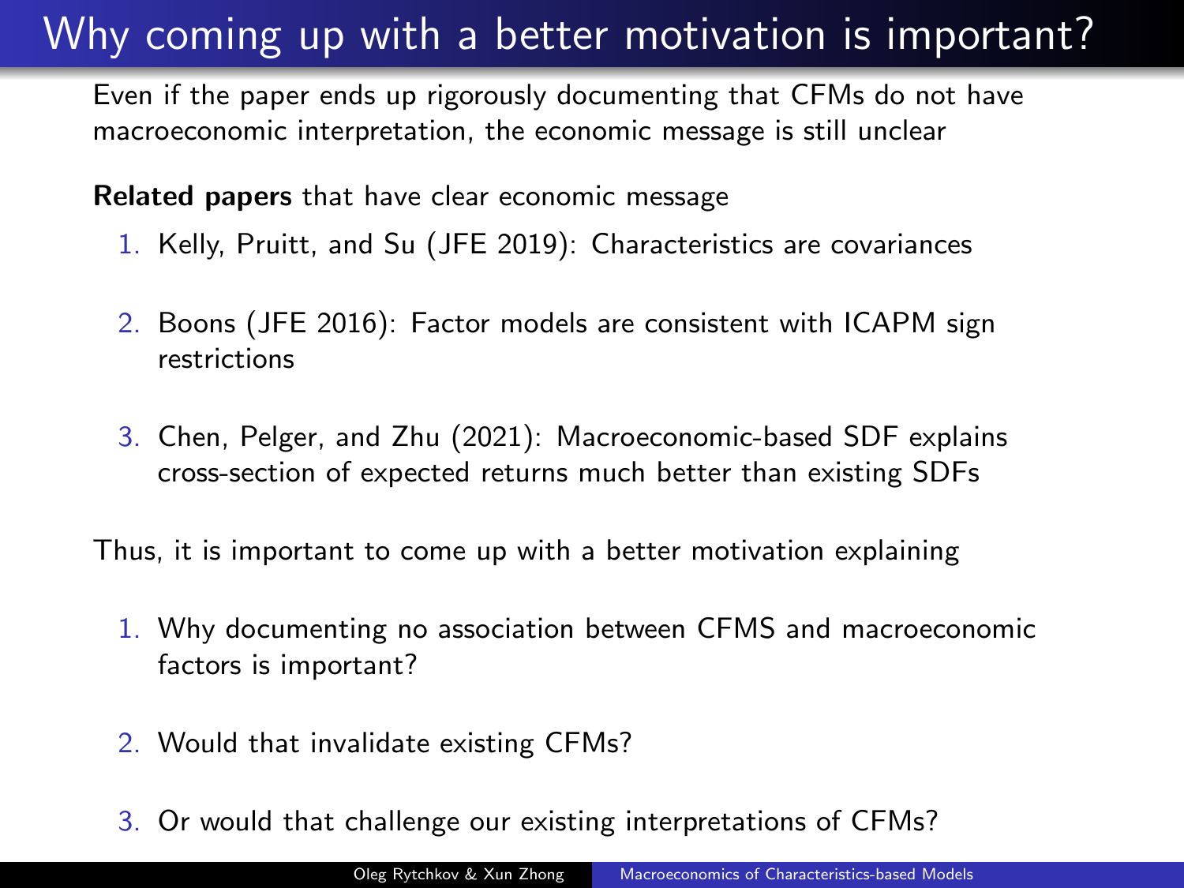# Why coming up with a better motivation is important?

Even if the paper ends up rigorously documenting that CFMs do not have macroeconomic interpretation, the economic message is still unclear

**Related papers** that have clear economic message

1. Kelly, Pruitt, and Su (JFE 2019): Characteristics are covariances
2. Boons (JFE 2016): Factor models are consistent with ICAPM sign restrictions
3. Chen, Pelger, and Zhu (2021): Macroeconomic-based SDF explains cross-section of expected returns much better than existing SDFs

Thus, it is important to come up with a better motivation explaining

1. Why documenting no association between CFMS and macroeconomic factors is important?
2. Would that invalidate existing CFMs?
3. Or would that challenge our existing interpretations of CFMs?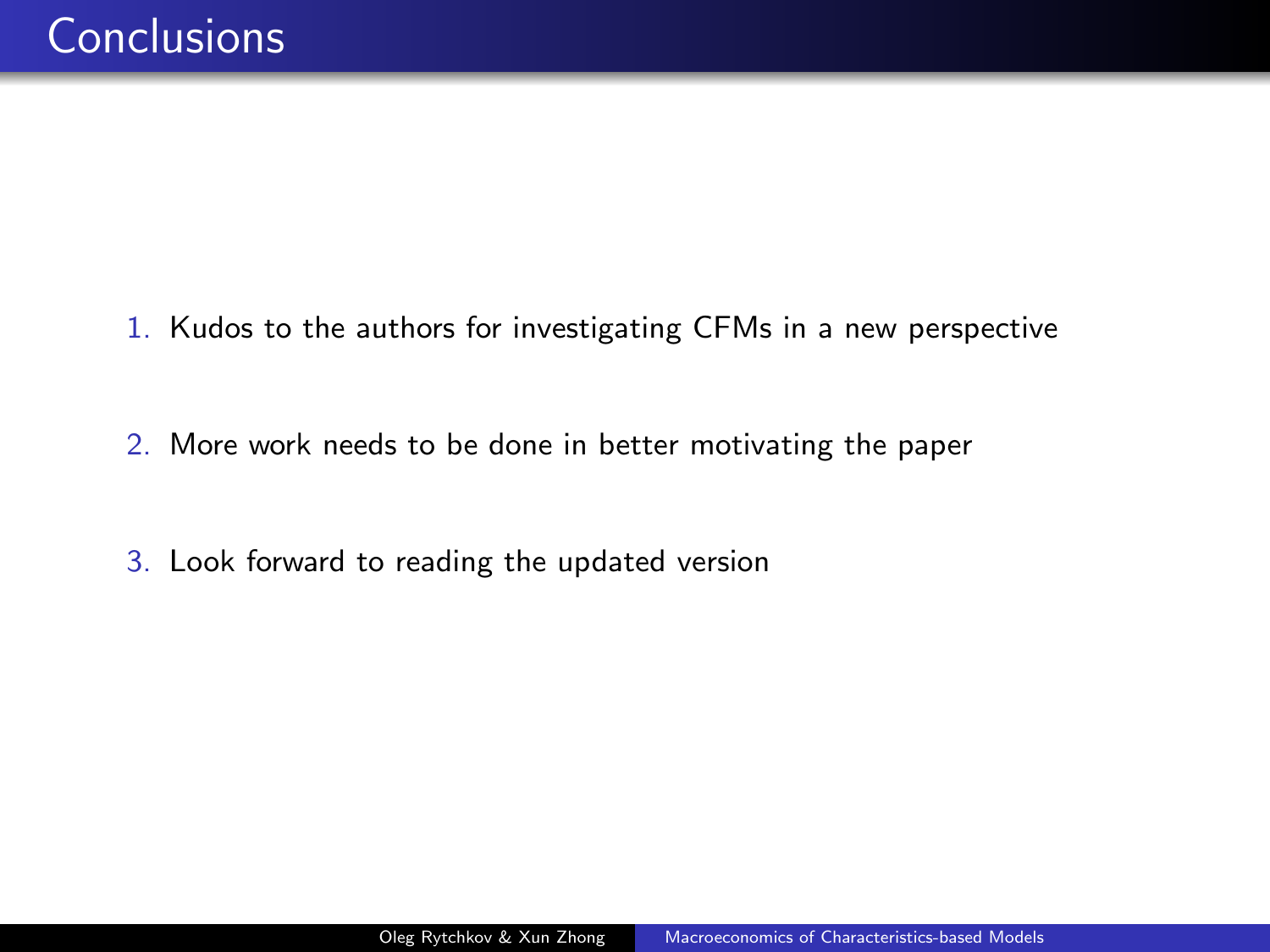# Conclusions

1. Kudos to the authors for investigating CFMs in a new perspective
2. More work needs to be done in better motivating the paper
3. Look forward to reading the updated version